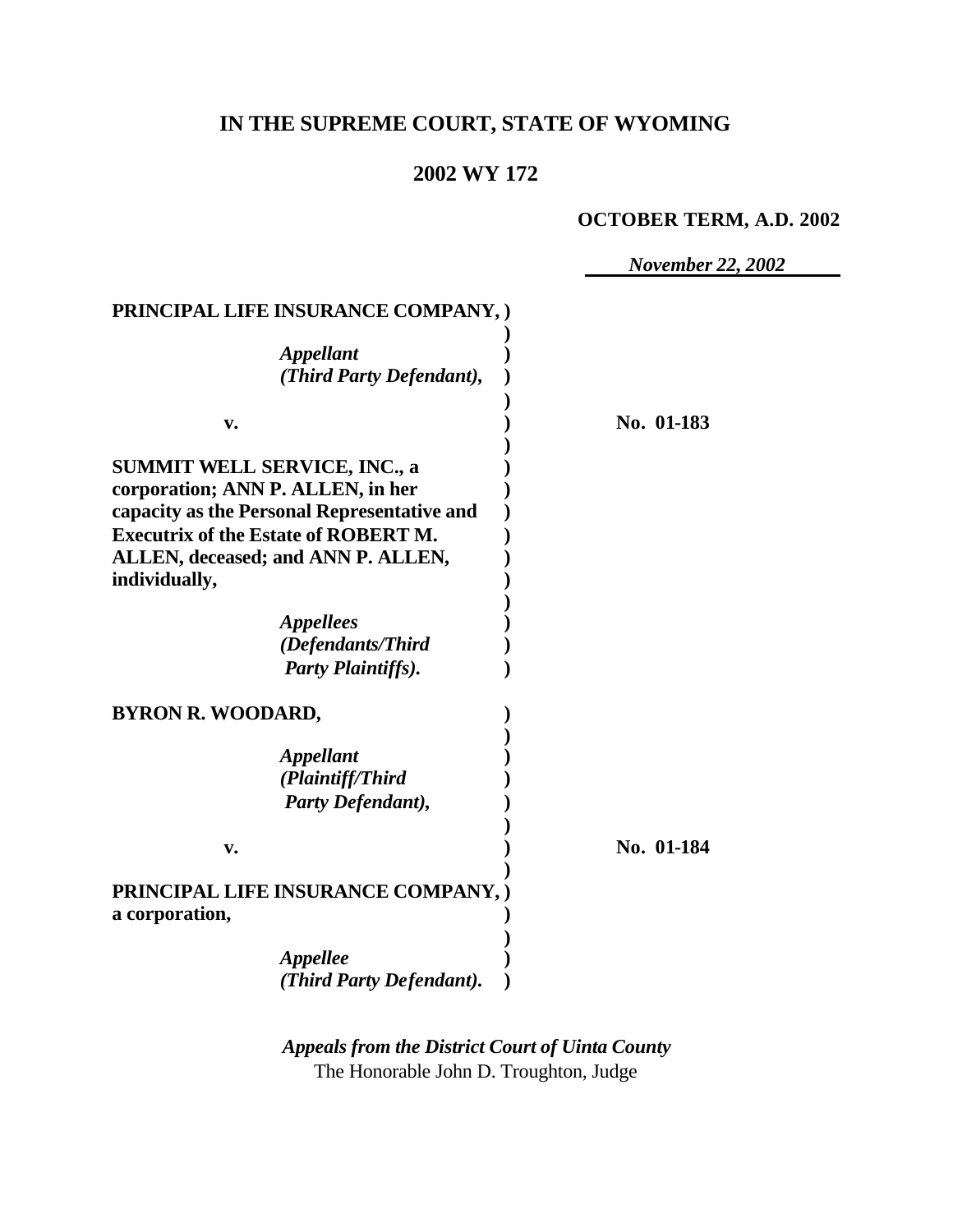# IN THE SUPREME COURT, STATE OF WYOMING

## 2002 WY 172

**OCTOBER TERM, A.D. 2002**

*November 22, 2002*

| | |
|---|---|
| **PRINCIPAL LIFE INSURANCE COMPANY,**<br><br>*Appellant*<br>*(Third Party Defendant),*<br><br>**v.**<br><br>**SUMMIT WELL SERVICE, INC., a corporation; ANN P. ALLEN, in her capacity as the Personal Representative and Executrix of the Estate of ROBERT M. ALLEN, deceased; and ANN P. ALLEN, individually,**<br><br>*Appellees*<br>*(Defendants/Third Party Plaintiffs).* | **No. 01-183** |
| **BYRON R. WOODARD,**<br><br>*Appellant*<br>*(Plaintiff/Third Party Defendant),*<br><br>**v.**<br><br>**PRINCIPAL LIFE INSURANCE COMPANY, a corporation,**<br><br>*Appellee*<br>*(Third Party Defendant).* | **No. 01-184** |

***Appeals from the District Court of Uinta County***
The Honorable John D. Troughton, Judge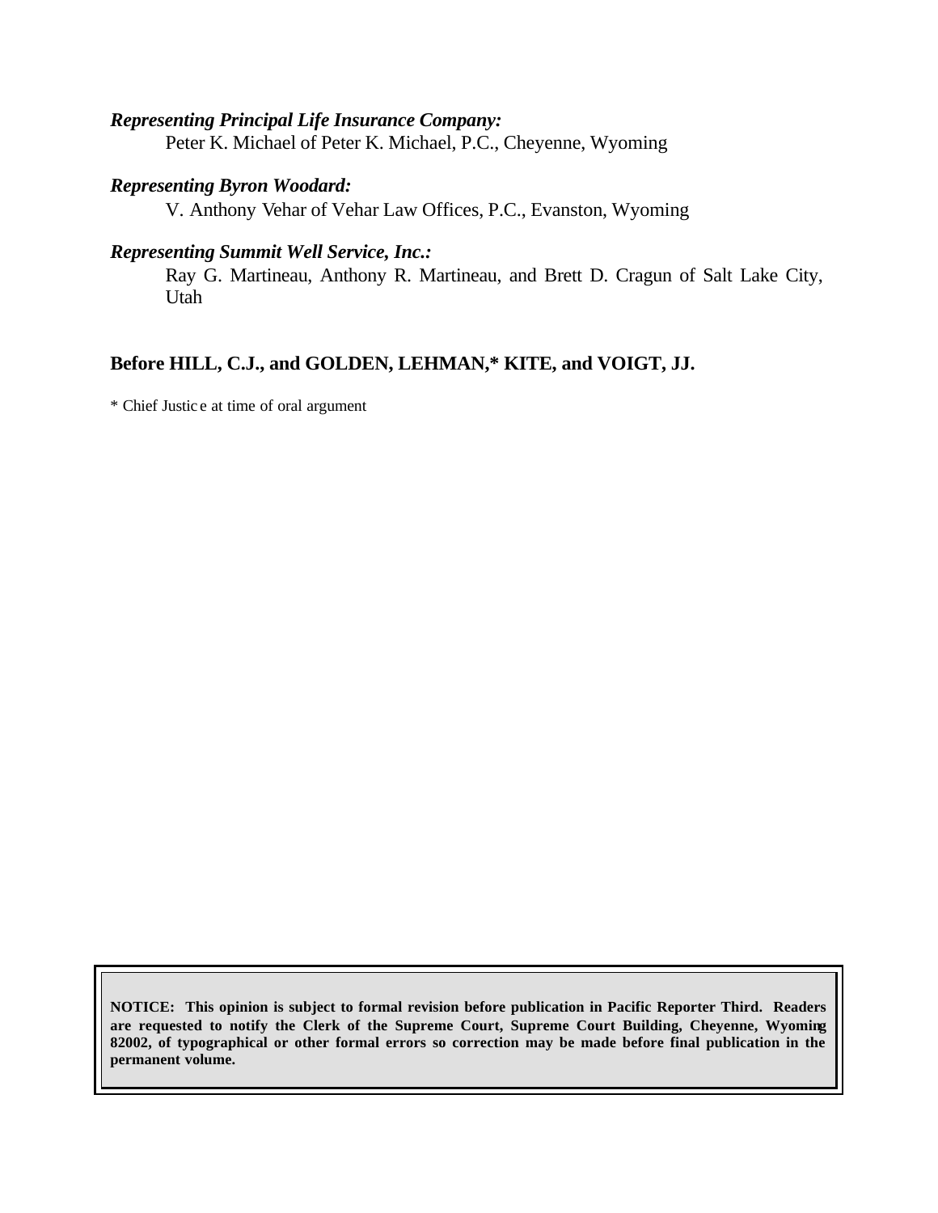***Representing Principal Life Insurance Company:***
Peter K. Michael of Peter K. Michael, P.C., Cheyenne, Wyoming

***Representing Byron Woodard:***
V. Anthony Vehar of Vehar Law Offices, P.C., Evanston, Wyoming

***Representing Summit Well Service, Inc.:***
Ray G. Martineau, Anthony R. Martineau, and Brett D. Cragun of Salt Lake City, Utah

**Before HILL, C.J., and GOLDEN, LEHMAN,* KITE, and VOIGT, JJ.**

* Chief Justice at time of oral argument

**NOTICE: This opinion is subject to formal revision before publication in Pacific Reporter Third. Readers are requested to notify the Clerk of the Supreme Court, Supreme Court Building, Cheyenne, Wyoming 82002, of typographical or other formal errors so correction may be made before final publication in the permanent volume.**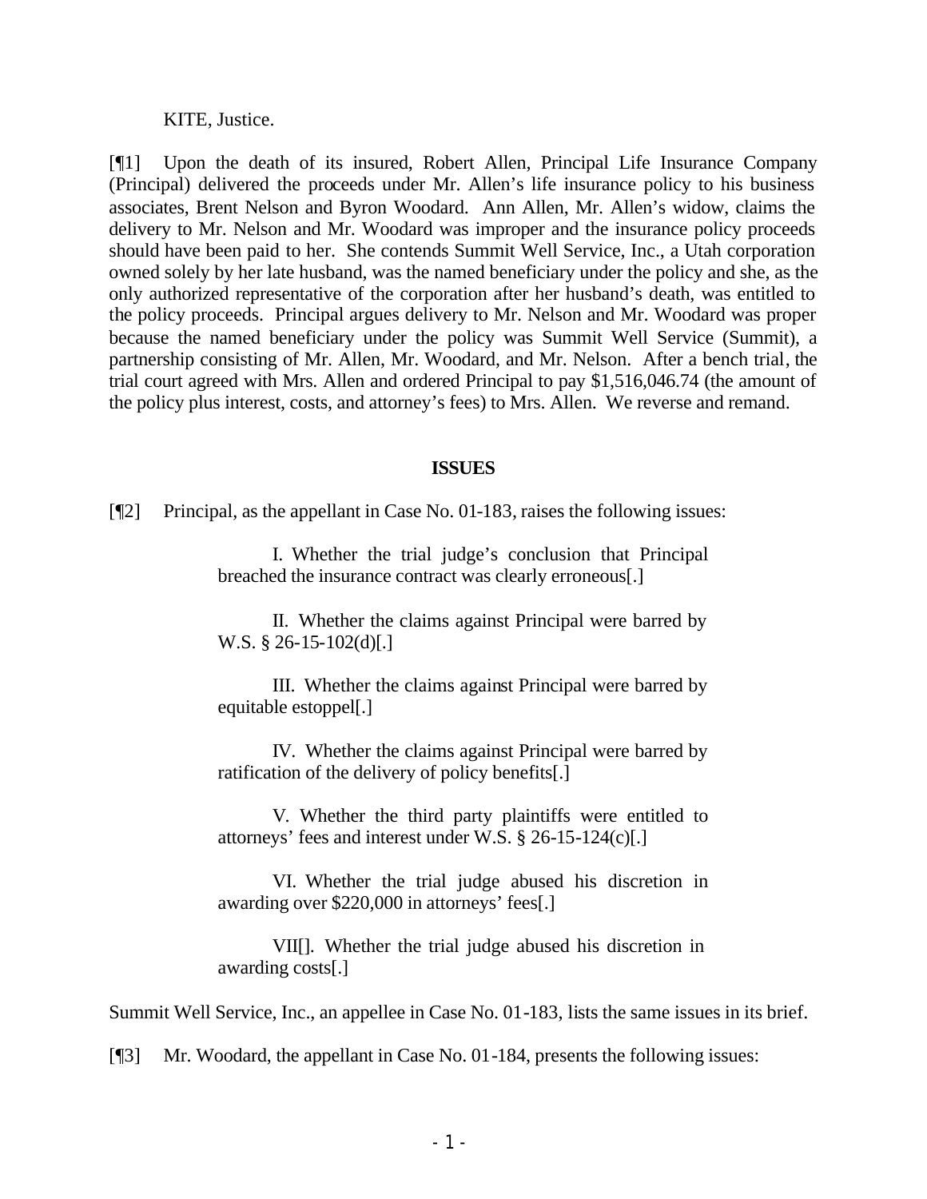KITE, Justice.

[¶1] Upon the death of its insured, Robert Allen, Principal Life Insurance Company (Principal) delivered the proceeds under Mr. Allen's life insurance policy to his business associates, Brent Nelson and Byron Woodard. Ann Allen, Mr. Allen's widow, claims the delivery to Mr. Nelson and Mr. Woodard was improper and the insurance policy proceeds should have been paid to her. She contends Summit Well Service, Inc., a Utah corporation owned solely by her late husband, was the named beneficiary under the policy and she, as the only authorized representative of the corporation after her husband's death, was entitled to the policy proceeds. Principal argues delivery to Mr. Nelson and Mr. Woodard was proper because the named beneficiary under the policy was Summit Well Service (Summit), a partnership consisting of Mr. Allen, Mr. Woodard, and Mr. Nelson. After a bench trial, the trial court agreed with Mrs. Allen and ordered Principal to pay $1,516,046.74 (the amount of the policy plus interest, costs, and attorney's fees) to Mrs. Allen. We reverse and remand.

**ISSUES**

[¶2] Principal, as the appellant in Case No. 01-183, raises the following issues:

> I. Whether the trial judge's conclusion that Principal breached the insurance contract was clearly erroneous[.]
>
> II. Whether the claims against Principal were barred by W.S. § 26-15-102(d)[.]
>
> III. Whether the claims against Principal were barred by equitable estoppel[.]
>
> IV. Whether the claims against Principal were barred by ratification of the delivery of policy benefits[.]
>
> V. Whether the third party plaintiffs were entitled to attorneys' fees and interest under W.S. § 26-15-124(c)[.]
>
> VI. Whether the trial judge abused his discretion in awarding over $220,000 in attorneys' fees[.]
>
> VII[]. Whether the trial judge abused his discretion in awarding costs[.]

Summit Well Service, Inc., an appellee in Case No. 01-183, lists the same issues in its brief.

[¶3] Mr. Woodard, the appellant in Case No. 01-184, presents the following issues: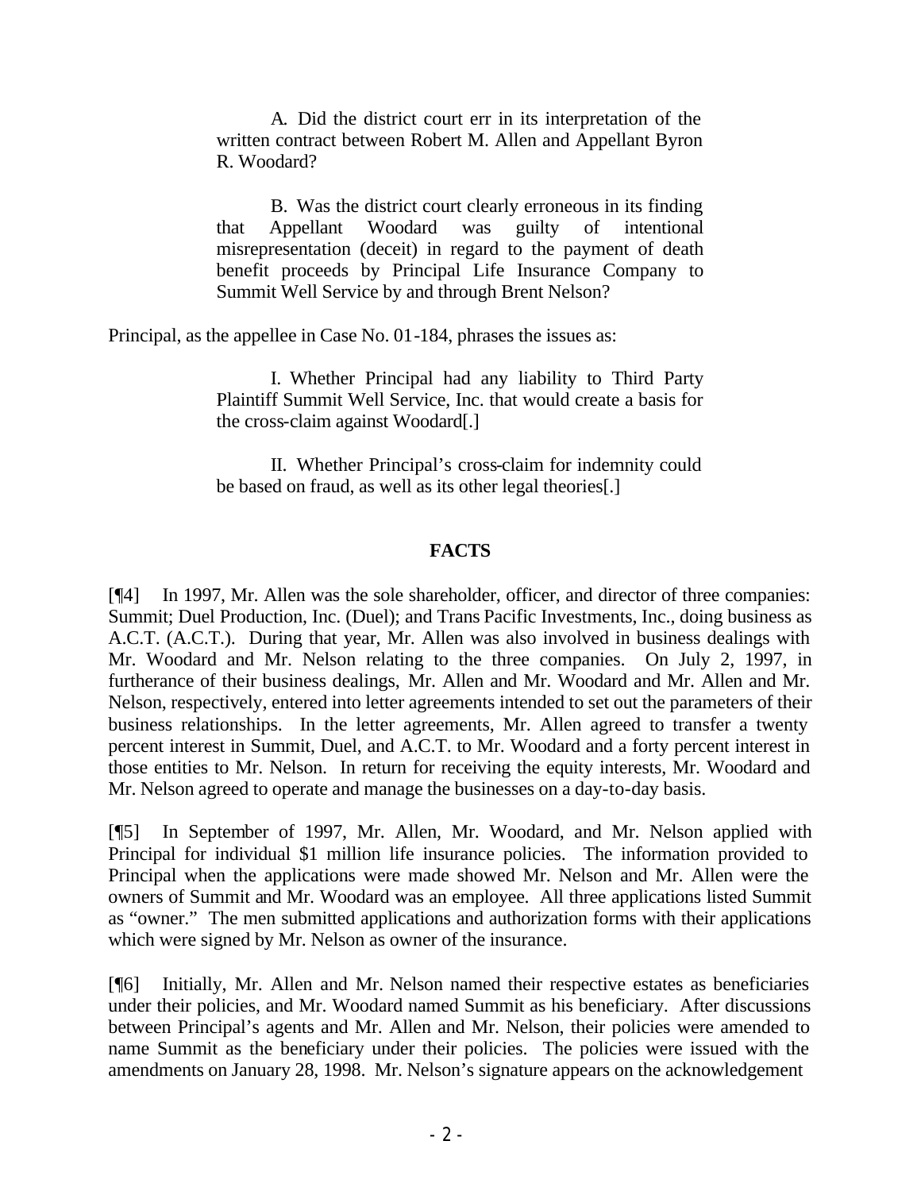> A. Did the district court err in its interpretation of the written contract between Robert M. Allen and Appellant Byron R. Woodard?
>
> B. Was the district court clearly erroneous in its finding that Appellant Woodard was guilty of intentional misrepresentation (deceit) in regard to the payment of death benefit proceeds by Principal Life Insurance Company to Summit Well Service by and through Brent Nelson?

Principal, as the appellee in Case No. 01-184, phrases the issues as:

> I. Whether Principal had any liability to Third Party Plaintiff Summit Well Service, Inc. that would create a basis for the cross-claim against Woodard[.]
>
> II. Whether Principal's cross-claim for indemnity could be based on fraud, as well as its other legal theories[.]

## FACTS

[¶4] In 1997, Mr. Allen was the sole shareholder, officer, and director of three companies: Summit; Duel Production, Inc. (Duel); and Trans Pacific Investments, Inc., doing business as A.C.T. (A.C.T.). During that year, Mr. Allen was also involved in business dealings with Mr. Woodard and Mr. Nelson relating to the three companies. On July 2, 1997, in furtherance of their business dealings, Mr. Allen and Mr. Woodard and Mr. Allen and Mr. Nelson, respectively, entered into letter agreements intended to set out the parameters of their business relationships. In the letter agreements, Mr. Allen agreed to transfer a twenty percent interest in Summit, Duel, and A.C.T. to Mr. Woodard and a forty percent interest in those entities to Mr. Nelson. In return for receiving the equity interests, Mr. Woodard and Mr. Nelson agreed to operate and manage the businesses on a day-to-day basis.

[¶5] In September of 1997, Mr. Allen, Mr. Woodard, and Mr. Nelson applied with Principal for individual \$1 million life insurance policies. The information provided to Principal when the applications were made showed Mr. Nelson and Mr. Allen were the owners of Summit and Mr. Woodard was an employee. All three applications listed Summit as "owner." The men submitted applications and authorization forms with their applications which were signed by Mr. Nelson as owner of the insurance.

[¶6] Initially, Mr. Allen and Mr. Nelson named their respective estates as beneficiaries under their policies, and Mr. Woodard named Summit as his beneficiary. After discussions between Principal's agents and Mr. Allen and Mr. Nelson, their policies were amended to name Summit as the beneficiary under their policies. The policies were issued with the amendments on January 28, 1998. Mr. Nelson's signature appears on the acknowledgement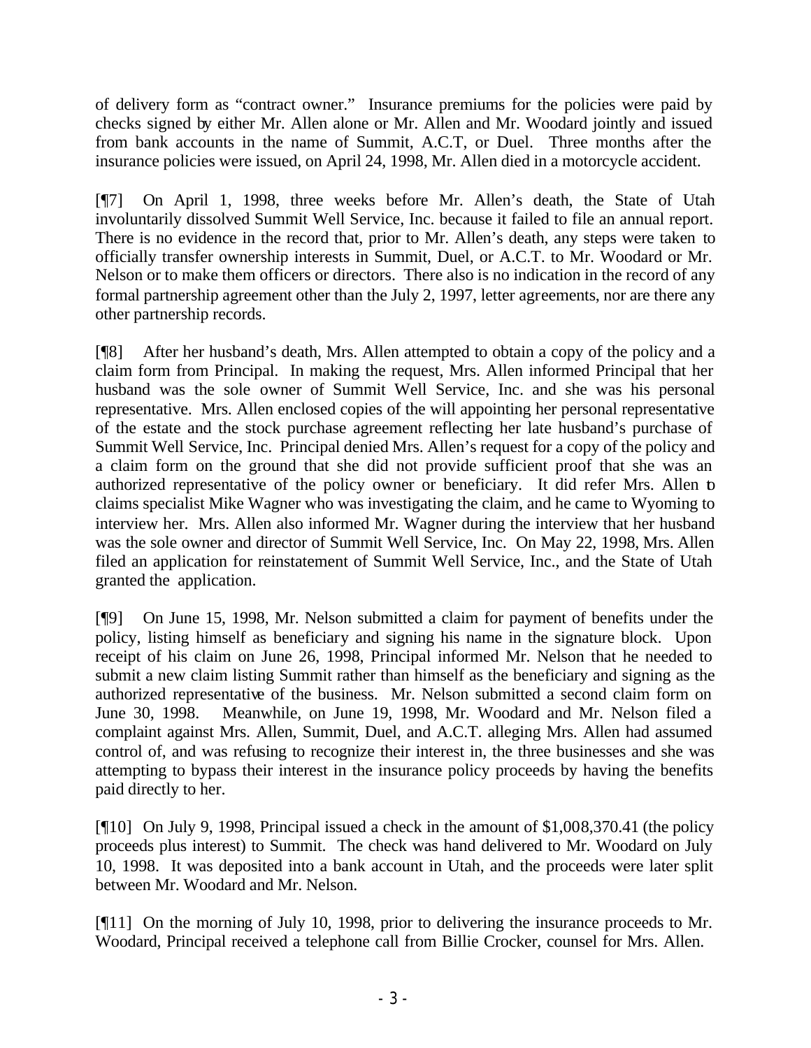of delivery form as "contract owner." Insurance premiums for the policies were paid by checks signed by either Mr. Allen alone or Mr. Allen and Mr. Woodard jointly and issued from bank accounts in the name of Summit, A.C.T, or Duel. Three months after the insurance policies were issued, on April 24, 1998, Mr. Allen died in a motorcycle accident.

[¶7] On April 1, 1998, three weeks before Mr. Allen's death, the State of Utah involuntarily dissolved Summit Well Service, Inc. because it failed to file an annual report. There is no evidence in the record that, prior to Mr. Allen's death, any steps were taken to officially transfer ownership interests in Summit, Duel, or A.C.T. to Mr. Woodard or Mr. Nelson or to make them officers or directors. There also is no indication in the record of any formal partnership agreement other than the July 2, 1997, letter agreements, nor are there any other partnership records.

[¶8] After her husband's death, Mrs. Allen attempted to obtain a copy of the policy and a claim form from Principal. In making the request, Mrs. Allen informed Principal that her husband was the sole owner of Summit Well Service, Inc. and she was his personal representative. Mrs. Allen enclosed copies of the will appointing her personal representative of the estate and the stock purchase agreement reflecting her late husband's purchase of Summit Well Service, Inc. Principal denied Mrs. Allen's request for a copy of the policy and a claim form on the ground that she did not provide sufficient proof that she was an authorized representative of the policy owner or beneficiary. It did refer Mrs. Allen to claims specialist Mike Wagner who was investigating the claim, and he came to Wyoming to interview her. Mrs. Allen also informed Mr. Wagner during the interview that her husband was the sole owner and director of Summit Well Service, Inc. On May 22, 1998, Mrs. Allen filed an application for reinstatement of Summit Well Service, Inc., and the State of Utah granted the application.

[¶9] On June 15, 1998, Mr. Nelson submitted a claim for payment of benefits under the policy, listing himself as beneficiary and signing his name in the signature block. Upon receipt of his claim on June 26, 1998, Principal informed Mr. Nelson that he needed to submit a new claim listing Summit rather than himself as the beneficiary and signing as the authorized representative of the business. Mr. Nelson submitted a second claim form on June 30, 1998. Meanwhile, on June 19, 1998, Mr. Woodard and Mr. Nelson filed a complaint against Mrs. Allen, Summit, Duel, and A.C.T. alleging Mrs. Allen had assumed control of, and was refusing to recognize their interest in, the three businesses and she was attempting to bypass their interest in the insurance policy proceeds by having the benefits paid directly to her.

[¶10] On July 9, 1998, Principal issued a check in the amount of $1,008,370.41 (the policy proceeds plus interest) to Summit. The check was hand delivered to Mr. Woodard on July 10, 1998. It was deposited into a bank account in Utah, and the proceeds were later split between Mr. Woodard and Mr. Nelson.

[¶11] On the morning of July 10, 1998, prior to delivering the insurance proceeds to Mr. Woodard, Principal received a telephone call from Billie Crocker, counsel for Mrs. Allen.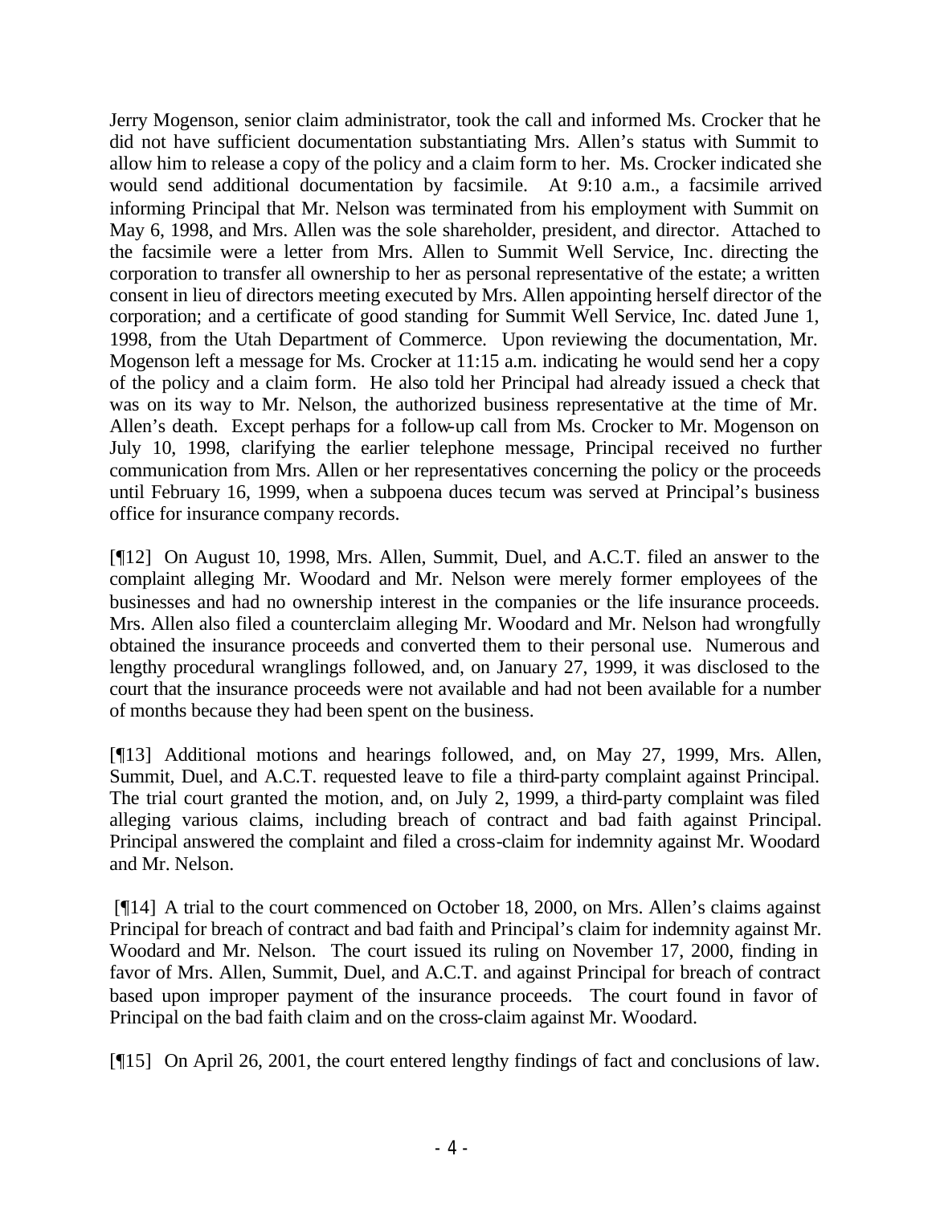Jerry Mogenson, senior claim administrator, took the call and informed Ms. Crocker that he did not have sufficient documentation substantiating Mrs. Allen's status with Summit to allow him to release a copy of the policy and a claim form to her. Ms. Crocker indicated she would send additional documentation by facsimile. At 9:10 a.m., a facsimile arrived informing Principal that Mr. Nelson was terminated from his employment with Summit on May 6, 1998, and Mrs. Allen was the sole shareholder, president, and director. Attached to the facsimile were a letter from Mrs. Allen to Summit Well Service, Inc. directing the corporation to transfer all ownership to her as personal representative of the estate; a written consent in lieu of directors meeting executed by Mrs. Allen appointing herself director of the corporation; and a certificate of good standing for Summit Well Service, Inc. dated June 1, 1998, from the Utah Department of Commerce. Upon reviewing the documentation, Mr. Mogenson left a message for Ms. Crocker at 11:15 a.m. indicating he would send her a copy of the policy and a claim form. He also told her Principal had already issued a check that was on its way to Mr. Nelson, the authorized business representative at the time of Mr. Allen's death. Except perhaps for a follow-up call from Ms. Crocker to Mr. Mogenson on July 10, 1998, clarifying the earlier telephone message, Principal received no further communication from Mrs. Allen or her representatives concerning the policy or the proceeds until February 16, 1999, when a subpoena duces tecum was served at Principal's business office for insurance company records.

[¶12] On August 10, 1998, Mrs. Allen, Summit, Duel, and A.C.T. filed an answer to the complaint alleging Mr. Woodard and Mr. Nelson were merely former employees of the businesses and had no ownership interest in the companies or the life insurance proceeds. Mrs. Allen also filed a counterclaim alleging Mr. Woodard and Mr. Nelson had wrongfully obtained the insurance proceeds and converted them to their personal use. Numerous and lengthy procedural wranglings followed, and, on January 27, 1999, it was disclosed to the court that the insurance proceeds were not available and had not been available for a number of months because they had been spent on the business.

[¶13] Additional motions and hearings followed, and, on May 27, 1999, Mrs. Allen, Summit, Duel, and A.C.T. requested leave to file a third-party complaint against Principal. The trial court granted the motion, and, on July 2, 1999, a third-party complaint was filed alleging various claims, including breach of contract and bad faith against Principal. Principal answered the complaint and filed a cross-claim for indemnity against Mr. Woodard and Mr. Nelson.

[¶14] A trial to the court commenced on October 18, 2000, on Mrs. Allen's claims against Principal for breach of contract and bad faith and Principal's claim for indemnity against Mr. Woodard and Mr. Nelson. The court issued its ruling on November 17, 2000, finding in favor of Mrs. Allen, Summit, Duel, and A.C.T. and against Principal for breach of contract based upon improper payment of the insurance proceeds. The court found in favor of Principal on the bad faith claim and on the cross-claim against Mr. Woodard.

[¶15] On April 26, 2001, the court entered lengthy findings of fact and conclusions of law.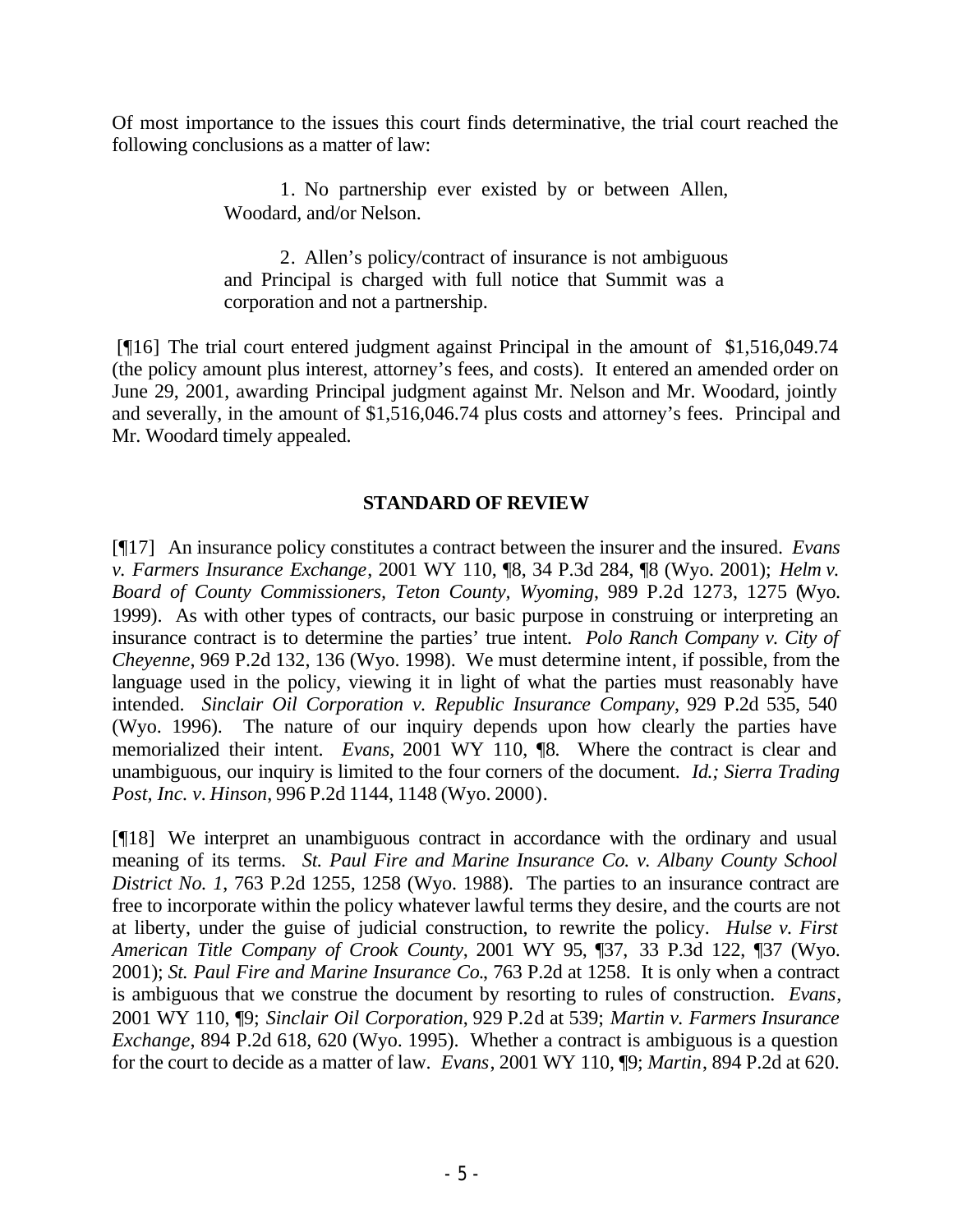Of most importance to the issues this court finds determinative, the trial court reached the following conclusions as a matter of law:

> 1. No partnership ever existed by or between Allen, Woodard, and/or Nelson.
>
> 2. Allen's policy/contract of insurance is not ambiguous and Principal is charged with full notice that Summit was a corporation and not a partnership.

[¶16] The trial court entered judgment against Principal in the amount of $1,516,049.74 (the policy amount plus interest, attorney's fees, and costs). It entered an amended order on June 29, 2001, awarding Principal judgment against Mr. Nelson and Mr. Woodard, jointly and severally, in the amount of $1,516,046.74 plus costs and attorney's fees. Principal and Mr. Woodard timely appealed.

## STANDARD OF REVIEW

[¶17] An insurance policy constitutes a contract between the insurer and the insured. *Evans v. Farmers Insurance Exchange*, 2001 WY 110, ¶8, 34 P.3d 284, ¶8 (Wyo. 2001); *Helm v. Board of County Commissioners, Teton County, Wyoming*, 989 P.2d 1273, 1275 (Wyo. 1999). As with other types of contracts, our basic purpose in construing or interpreting an insurance contract is to determine the parties' true intent. *Polo Ranch Company v. City of Cheyenne*, 969 P.2d 132, 136 (Wyo. 1998). We must determine intent, if possible, from the language used in the policy, viewing it in light of what the parties must reasonably have intended. *Sinclair Oil Corporation v. Republic Insurance Company*, 929 P.2d 535, 540 (Wyo. 1996). The nature of our inquiry depends upon how clearly the parties have memorialized their intent. *Evans*, 2001 WY 110, ¶8. Where the contract is clear and unambiguous, our inquiry is limited to the four corners of the document. *Id.; Sierra Trading Post, Inc. v. Hinson*, 996 P.2d 1144, 1148 (Wyo. 2000).

[¶18] We interpret an unambiguous contract in accordance with the ordinary and usual meaning of its terms. *St. Paul Fire and Marine Insurance Co. v. Albany County School District No. 1*, 763 P.2d 1255, 1258 (Wyo. 1988). The parties to an insurance contract are free to incorporate within the policy whatever lawful terms they desire, and the courts are not at liberty, under the guise of judicial construction, to rewrite the policy. *Hulse v. First American Title Company of Crook County*, 2001 WY 95, ¶37, 33 P.3d 122, ¶37 (Wyo. 2001); *St. Paul Fire and Marine Insurance Co.*, 763 P.2d at 1258. It is only when a contract is ambiguous that we construe the document by resorting to rules of construction. *Evans*, 2001 WY 110, ¶9; *Sinclair Oil Corporation*, 929 P.2d at 539; *Martin v. Farmers Insurance Exchange*, 894 P.2d 618, 620 (Wyo. 1995). Whether a contract is ambiguous is a question for the court to decide as a matter of law. *Evans*, 2001 WY 110, ¶9; *Martin*, 894 P.2d at 620.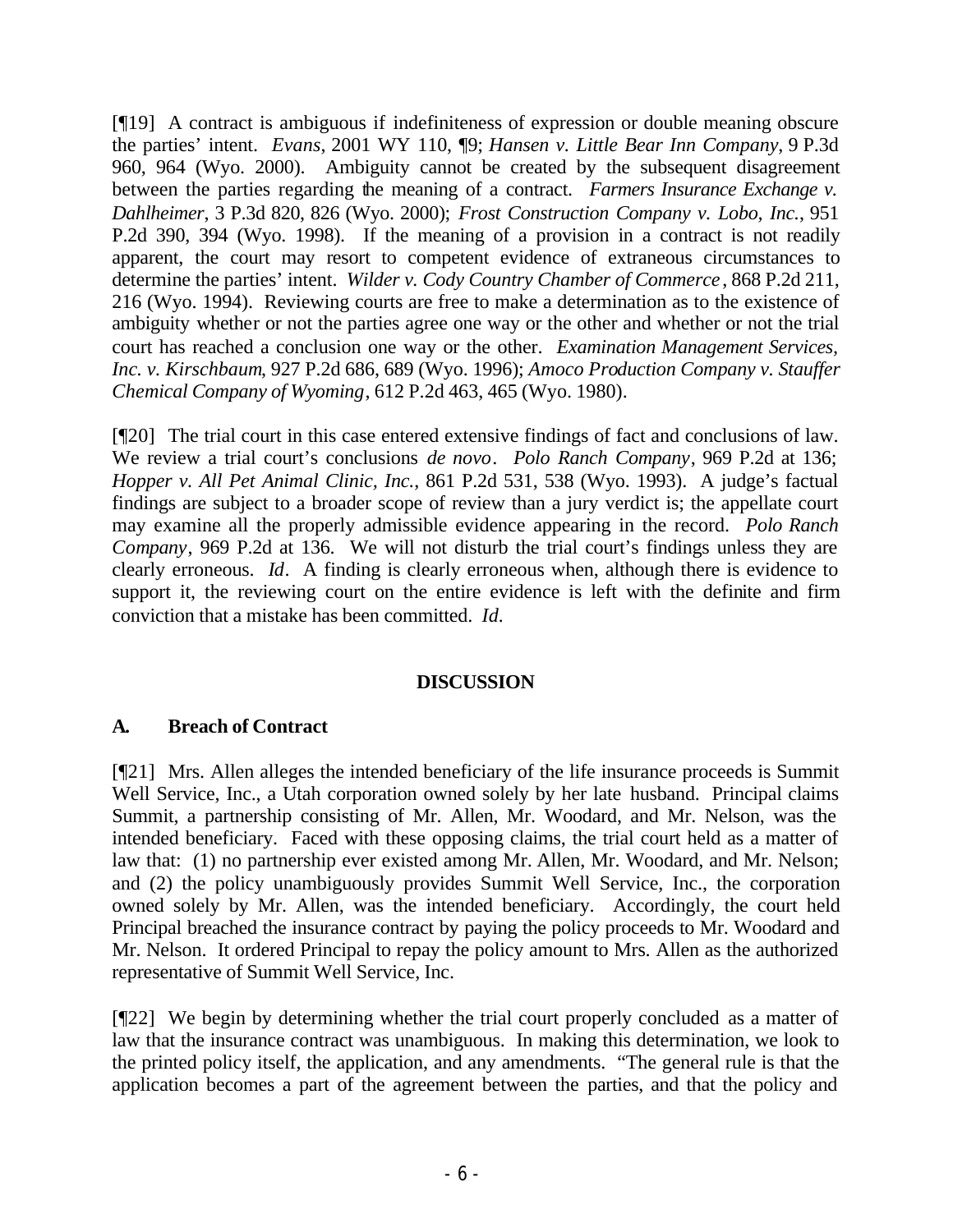[¶19] A contract is ambiguous if indefiniteness of expression or double meaning obscure the parties' intent. *Evans*, 2001 WY 110, ¶9; *Hansen v. Little Bear Inn Company*, 9 P.3d 960, 964 (Wyo. 2000). Ambiguity cannot be created by the subsequent disagreement between the parties regarding the meaning of a contract. *Farmers Insurance Exchange v. Dahlheimer*, 3 P.3d 820, 826 (Wyo. 2000); *Frost Construction Company v. Lobo, Inc.*, 951 P.2d 390, 394 (Wyo. 1998). If the meaning of a provision in a contract is not readily apparent, the court may resort to competent evidence of extraneous circumstances to determine the parties' intent. *Wilder v. Cody Country Chamber of Commerce*, 868 P.2d 211, 216 (Wyo. 1994). Reviewing courts are free to make a determination as to the existence of ambiguity whether or not the parties agree one way or the other and whether or not the trial court has reached a conclusion one way or the other. *Examination Management Services, Inc. v. Kirschbaum*, 927 P.2d 686, 689 (Wyo. 1996); *Amoco Production Company v. Stauffer Chemical Company of Wyoming*, 612 P.2d 463, 465 (Wyo. 1980).

[¶20] The trial court in this case entered extensive findings of fact and conclusions of law. We review a trial court's conclusions *de novo*. *Polo Ranch Company*, 969 P.2d at 136; *Hopper v. All Pet Animal Clinic, Inc.*, 861 P.2d 531, 538 (Wyo. 1993). A judge's factual findings are subject to a broader scope of review than a jury verdict is; the appellate court may examine all the properly admissible evidence appearing in the record. *Polo Ranch Company*, 969 P.2d at 136. We will not disturb the trial court's findings unless they are clearly erroneous. *Id*. A finding is clearly erroneous when, although there is evidence to support it, the reviewing court on the entire evidence is left with the definite and firm conviction that a mistake has been committed. *Id*.

## DISCUSSION

### A. Breach of Contract

[¶21] Mrs. Allen alleges the intended beneficiary of the life insurance proceeds is Summit Well Service, Inc., a Utah corporation owned solely by her late husband. Principal claims Summit, a partnership consisting of Mr. Allen, Mr. Woodard, and Mr. Nelson, was the intended beneficiary. Faced with these opposing claims, the trial court held as a matter of law that: (1) no partnership ever existed among Mr. Allen, Mr. Woodard, and Mr. Nelson; and (2) the policy unambiguously provides Summit Well Service, Inc., the corporation owned solely by Mr. Allen, was the intended beneficiary. Accordingly, the court held Principal breached the insurance contract by paying the policy proceeds to Mr. Woodard and Mr. Nelson. It ordered Principal to repay the policy amount to Mrs. Allen as the authorized representative of Summit Well Service, Inc.

[¶22] We begin by determining whether the trial court properly concluded as a matter of law that the insurance contract was unambiguous. In making this determination, we look to the printed policy itself, the application, and any amendments. "The general rule is that the application becomes a part of the agreement between the parties, and that the policy and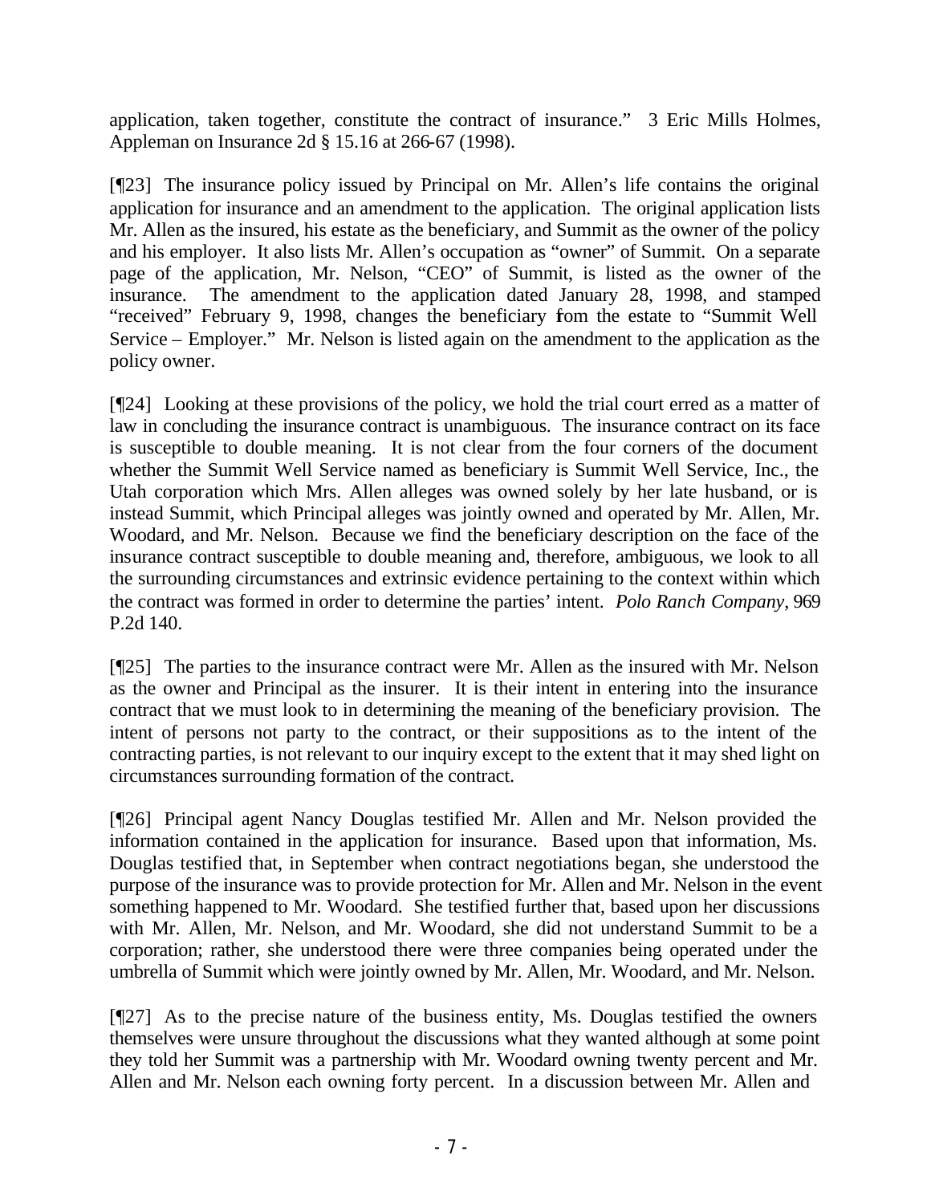application, taken together, constitute the contract of insurance." 3 Eric Mills Holmes, Appleman on Insurance 2d § 15.16 at 266-67 (1998).

[¶23] The insurance policy issued by Principal on Mr. Allen's life contains the original application for insurance and an amendment to the application. The original application lists Mr. Allen as the insured, his estate as the beneficiary, and Summit as the owner of the policy and his employer. It also lists Mr. Allen's occupation as "owner" of Summit. On a separate page of the application, Mr. Nelson, "CEO" of Summit, is listed as the owner of the insurance. The amendment to the application dated January 28, 1998, and stamped "received" February 9, 1998, changes the beneficiary from the estate to "Summit Well Service – Employer." Mr. Nelson is listed again on the amendment to the application as the policy owner.

[¶24] Looking at these provisions of the policy, we hold the trial court erred as a matter of law in concluding the insurance contract is unambiguous. The insurance contract on its face is susceptible to double meaning. It is not clear from the four corners of the document whether the Summit Well Service named as beneficiary is Summit Well Service, Inc., the Utah corporation which Mrs. Allen alleges was owned solely by her late husband, or is instead Summit, which Principal alleges was jointly owned and operated by Mr. Allen, Mr. Woodard, and Mr. Nelson. Because we find the beneficiary description on the face of the insurance contract susceptible to double meaning and, therefore, ambiguous, we look to all the surrounding circumstances and extrinsic evidence pertaining to the context within which the contract was formed in order to determine the parties' intent. *Polo Ranch Company*, 969 P.2d 140.

[¶25] The parties to the insurance contract were Mr. Allen as the insured with Mr. Nelson as the owner and Principal as the insurer. It is their intent in entering into the insurance contract that we must look to in determining the meaning of the beneficiary provision. The intent of persons not party to the contract, or their suppositions as to the intent of the contracting parties, is not relevant to our inquiry except to the extent that it may shed light on circumstances surrounding formation of the contract.

[¶26] Principal agent Nancy Douglas testified Mr. Allen and Mr. Nelson provided the information contained in the application for insurance. Based upon that information, Ms. Douglas testified that, in September when contract negotiations began, she understood the purpose of the insurance was to provide protection for Mr. Allen and Mr. Nelson in the event something happened to Mr. Woodard. She testified further that, based upon her discussions with Mr. Allen, Mr. Nelson, and Mr. Woodard, she did not understand Summit to be a corporation; rather, she understood there were three companies being operated under the umbrella of Summit which were jointly owned by Mr. Allen, Mr. Woodard, and Mr. Nelson.

[¶27] As to the precise nature of the business entity, Ms. Douglas testified the owners themselves were unsure throughout the discussions what they wanted although at some point they told her Summit was a partnership with Mr. Woodard owning twenty percent and Mr. Allen and Mr. Nelson each owning forty percent. In a discussion between Mr. Allen and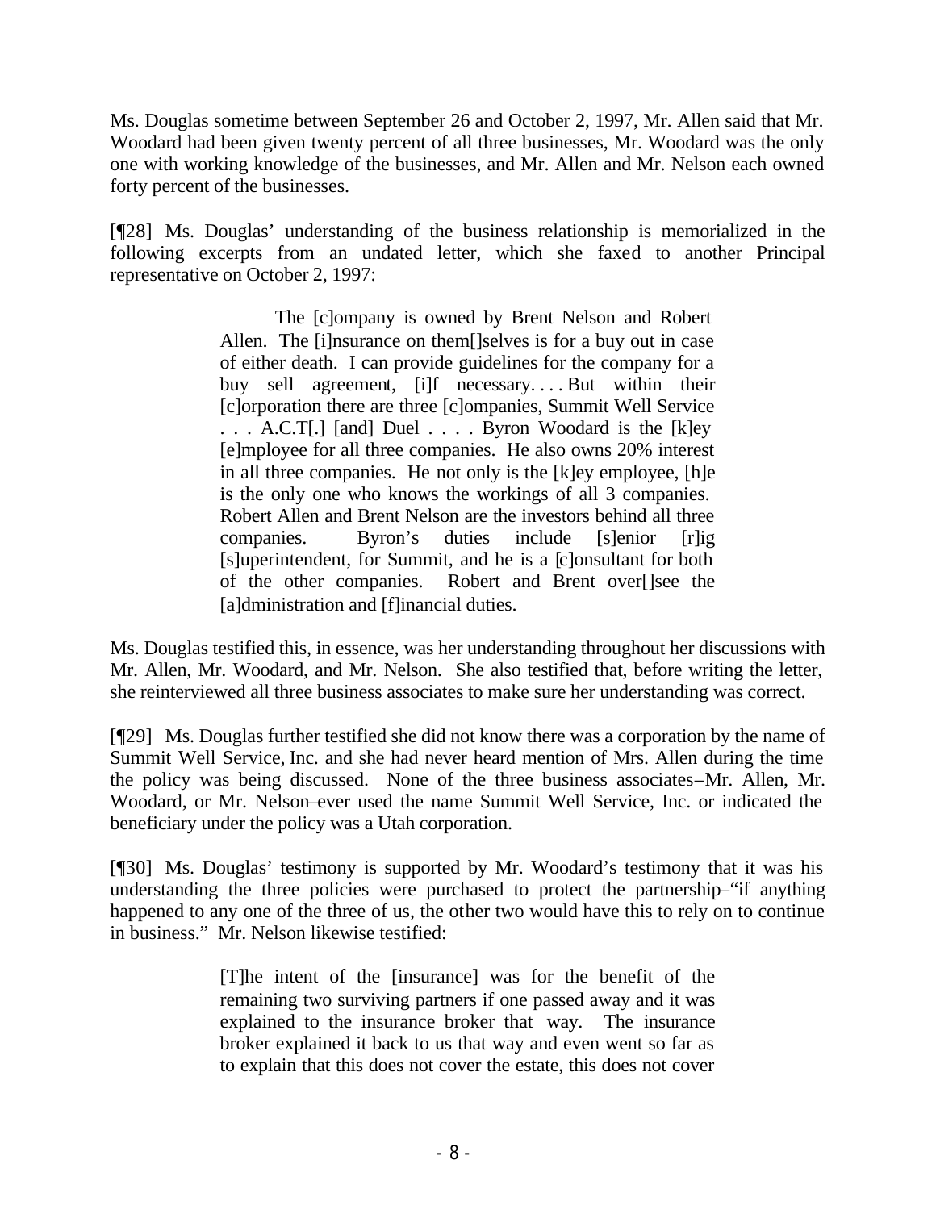Ms. Douglas sometime between September 26 and October 2, 1997, Mr. Allen said that Mr. Woodard had been given twenty percent of all three businesses, Mr. Woodard was the only one with working knowledge of the businesses, and Mr. Allen and Mr. Nelson each owned forty percent of the businesses.

[¶28] Ms. Douglas' understanding of the business relationship is memorialized in the following excerpts from an undated letter, which she faxed to another Principal representative on October 2, 1997:

> The [c]ompany is owned by Brent Nelson and Robert Allen. The [i]nsurance on them[]selves is for a buy out in case of either death. I can provide guidelines for the company for a buy sell agreement, [i]f necessary. . . . But within their [c]orporation there are three [c]ompanies, Summit Well Service . . . A.C.T[.] [and] Duel . . . . Byron Woodard is the [k]ey [e]mployee for all three companies. He also owns 20% interest in all three companies. He not only is the [k]ey employee, [h]e is the only one who knows the workings of all 3 companies. Robert Allen and Brent Nelson are the investors behind all three companies. Byron's duties include [s]enior [r]ig [s]uperintendent, for Summit, and he is a [c]onsultant for both of the other companies. Robert and Brent over[]see the [a]dministration and [f]inancial duties.

Ms. Douglas testified this, in essence, was her understanding throughout her discussions with Mr. Allen, Mr. Woodard, and Mr. Nelson. She also testified that, before writing the letter, she reinterviewed all three business associates to make sure her understanding was correct.

[¶29] Ms. Douglas further testified she did not know there was a corporation by the name of Summit Well Service, Inc. and she had never heard mention of Mrs. Allen during the time the policy was being discussed. None of the three business associates–Mr. Allen, Mr. Woodard, or Mr. Nelson–ever used the name Summit Well Service, Inc. or indicated the beneficiary under the policy was a Utah corporation.

[¶30] Ms. Douglas' testimony is supported by Mr. Woodard's testimony that it was his understanding the three policies were purchased to protect the partnership–"if anything happened to any one of the three of us, the other two would have this to rely on to continue in business." Mr. Nelson likewise testified:

> [T]he intent of the [insurance] was for the benefit of the remaining two surviving partners if one passed away and it was explained to the insurance broker that way. The insurance broker explained it back to us that way and even went so far as to explain that this does not cover the estate, this does not cover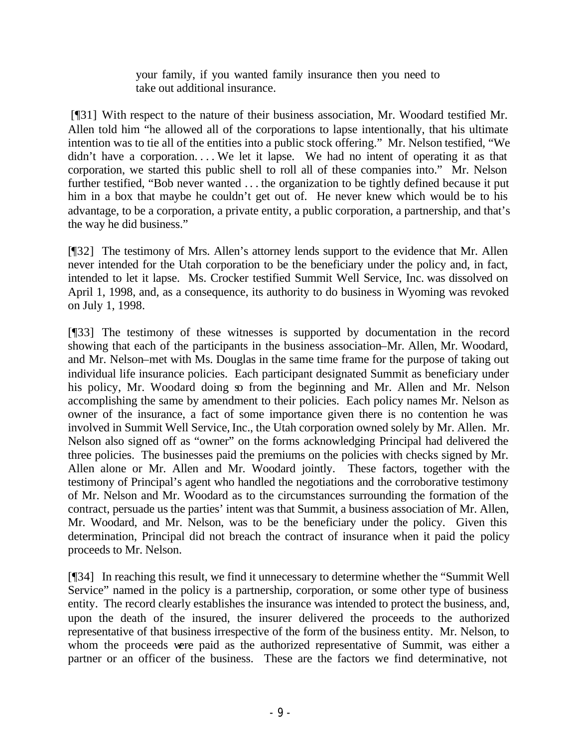your family, if you wanted family insurance then you need to take out additional insurance.

[¶31] With respect to the nature of their business association, Mr. Woodard testified Mr. Allen told him "he allowed all of the corporations to lapse intentionally, that his ultimate intention was to tie all of the entities into a public stock offering." Mr. Nelson testified, "We didn't have a corporation. . . . We let it lapse. We had no intent of operating it as that corporation, we started this public shell to roll all of these companies into." Mr. Nelson further testified, "Bob never wanted . . . the organization to be tightly defined because it put him in a box that maybe he couldn't get out of. He never knew which would be to his advantage, to be a corporation, a private entity, a public corporation, a partnership, and that's the way he did business."

[¶32] The testimony of Mrs. Allen's attorney lends support to the evidence that Mr. Allen never intended for the Utah corporation to be the beneficiary under the policy and, in fact, intended to let it lapse. Ms. Crocker testified Summit Well Service, Inc. was dissolved on April 1, 1998, and, as a consequence, its authority to do business in Wyoming was revoked on July 1, 1998.

[¶33] The testimony of these witnesses is supported by documentation in the record showing that each of the participants in the business association–Mr. Allen, Mr. Woodard, and Mr. Nelson–met with Ms. Douglas in the same time frame for the purpose of taking out individual life insurance policies. Each participant designated Summit as beneficiary under his policy, Mr. Woodard doing so from the beginning and Mr. Allen and Mr. Nelson accomplishing the same by amendment to their policies. Each policy names Mr. Nelson as owner of the insurance, a fact of some importance given there is no contention he was involved in Summit Well Service, Inc., the Utah corporation owned solely by Mr. Allen. Mr. Nelson also signed off as "owner" on the forms acknowledging Principal had delivered the three policies. The businesses paid the premiums on the policies with checks signed by Mr. Allen alone or Mr. Allen and Mr. Woodard jointly. These factors, together with the testimony of Principal's agent who handled the negotiations and the corroborative testimony of Mr. Nelson and Mr. Woodard as to the circumstances surrounding the formation of the contract, persuade us the parties' intent was that Summit, a business association of Mr. Allen, Mr. Woodard, and Mr. Nelson, was to be the beneficiary under the policy. Given this determination, Principal did not breach the contract of insurance when it paid the policy proceeds to Mr. Nelson.

[¶34] In reaching this result, we find it unnecessary to determine whether the "Summit Well Service" named in the policy is a partnership, corporation, or some other type of business entity. The record clearly establishes the insurance was intended to protect the business, and, upon the death of the insured, the insurer delivered the proceeds to the authorized representative of that business irrespective of the form of the business entity. Mr. Nelson, to whom the proceeds were paid as the authorized representative of Summit, was either a partner or an officer of the business. These are the factors we find determinative, not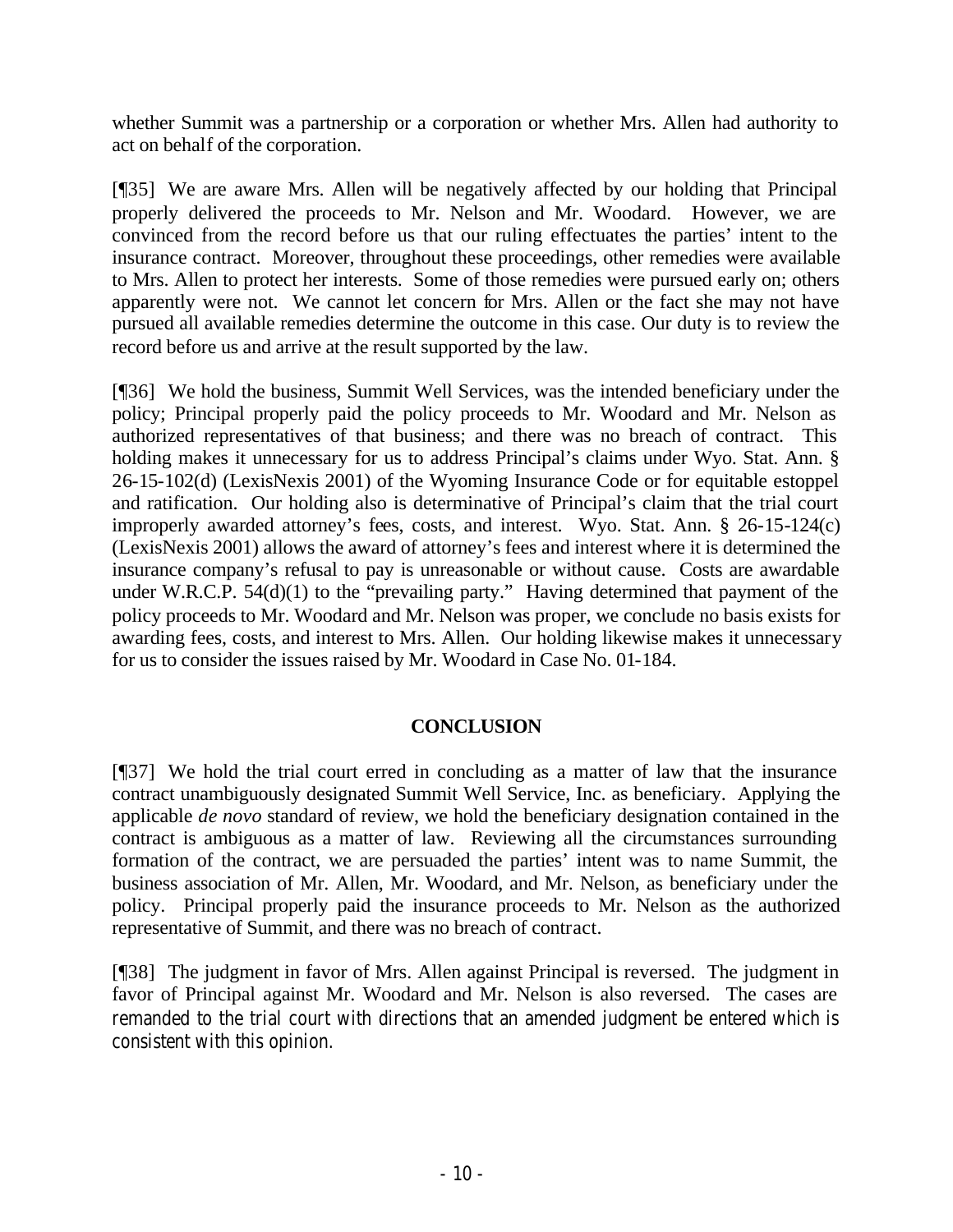whether Summit was a partnership or a corporation or whether Mrs. Allen had authority to act on behalf of the corporation.

[¶35] We are aware Mrs. Allen will be negatively affected by our holding that Principal properly delivered the proceeds to Mr. Nelson and Mr. Woodard. However, we are convinced from the record before us that our ruling effectuates the parties' intent to the insurance contract. Moreover, throughout these proceedings, other remedies were available to Mrs. Allen to protect her interests. Some of those remedies were pursued early on; others apparently were not. We cannot let concern for Mrs. Allen or the fact she may not have pursued all available remedies determine the outcome in this case. Our duty is to review the record before us and arrive at the result supported by the law.

[¶36] We hold the business, Summit Well Services, was the intended beneficiary under the policy; Principal properly paid the policy proceeds to Mr. Woodard and Mr. Nelson as authorized representatives of that business; and there was no breach of contract. This holding makes it unnecessary for us to address Principal's claims under Wyo. Stat. Ann. § 26-15-102(d) (LexisNexis 2001) of the Wyoming Insurance Code or for equitable estoppel and ratification. Our holding also is determinative of Principal's claim that the trial court improperly awarded attorney's fees, costs, and interest. Wyo. Stat. Ann. § 26-15-124(c) (LexisNexis 2001) allows the award of attorney's fees and interest where it is determined the insurance company's refusal to pay is unreasonable or without cause. Costs are awardable under W.R.C.P. 54(d)(1) to the "prevailing party." Having determined that payment of the policy proceeds to Mr. Woodard and Mr. Nelson was proper, we conclude no basis exists for awarding fees, costs, and interest to Mrs. Allen. Our holding likewise makes it unnecessary for us to consider the issues raised by Mr. Woodard in Case No. 01-184.

## CONCLUSION

[¶37] We hold the trial court erred in concluding as a matter of law that the insurance contract unambiguously designated Summit Well Service, Inc. as beneficiary. Applying the applicable *de novo* standard of review, we hold the beneficiary designation contained in the contract is ambiguous as a matter of law. Reviewing all the circumstances surrounding formation of the contract, we are persuaded the parties' intent was to name Summit, the business association of Mr. Allen, Mr. Woodard, and Mr. Nelson, as beneficiary under the policy. Principal properly paid the insurance proceeds to Mr. Nelson as the authorized representative of Summit, and there was no breach of contract.

[¶38] The judgment in favor of Mrs. Allen against Principal is reversed. The judgment in favor of Principal against Mr. Woodard and Mr. Nelson is also reversed. The cases are remanded to the trial court with directions that an amended judgment be entered which is consistent with this opinion.